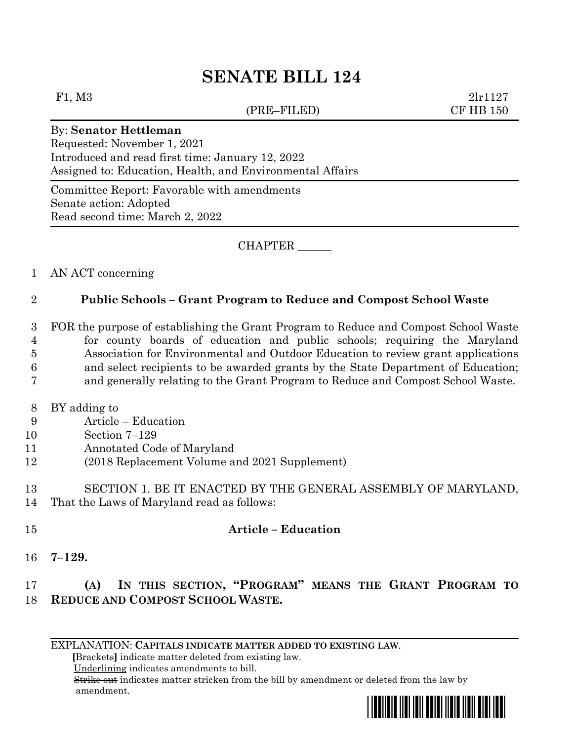# SENATE BILL 124

F1, M3 (PRE–FILED) 2lr1127
CF HB 150

By: **Senator Hettleman**
Requested: November 1, 2021
Introduced and read first time: January 12, 2022
Assigned to: Education, Health, and Environmental Affairs

Committee Report: Favorable with amendments
Senate action: Adopted
Read second time: March 2, 2022

CHAPTER ______

1 AN ACT concerning

2 **Public Schools – Grant Program to Reduce and Compost School Waste**

3 FOR the purpose of establishing the Grant Program to Reduce and Compost School Waste
4 for county boards of education and public schools; requiring the Maryland
5 Association for Environmental and Outdoor Education to review grant applications
6 and select recipients to be awarded grants by the State Department of Education;
7 and generally relating to the Grant Program to Reduce and Compost School Waste.

8 BY adding to
9 Article – Education
10 Section 7–129
11 Annotated Code of Maryland
12 (2018 Replacement Volume and 2021 Supplement)

13 SECTION 1. BE IT ENACTED BY THE GENERAL ASSEMBLY OF MARYLAND,
14 That the Laws of Maryland read as follows:

15 **Article – Education**

16 **7–129.**

17 **(A) IN THIS SECTION, "PROGRAM" MEANS THE GRANT PROGRAM TO**
18 **REDUCE AND COMPOST SCHOOL WASTE.**

EXPLANATION: **CAPITALS INDICATE MATTER ADDED TO EXISTING LAW.**
**[**Brackets**]** indicate matter deleted from existing law.
Underlining indicates amendments to bill.
~~Strike out~~ indicates matter stricken from the bill by amendment or deleted from the law by amendment.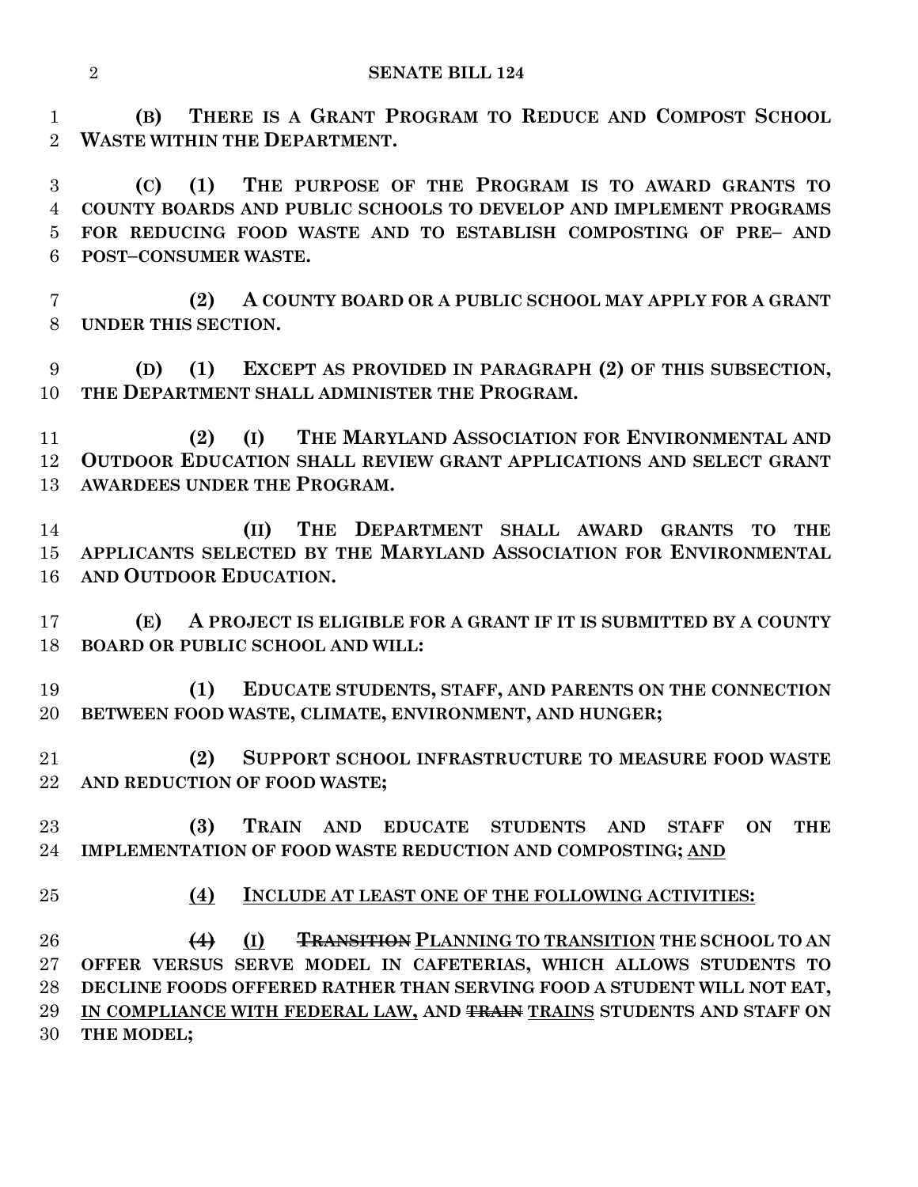**(B) THERE IS A GRANT PROGRAM TO REDUCE AND COMPOST SCHOOL WASTE WITHIN THE DEPARTMENT.**

**(C) (1) THE PURPOSE OF THE PROGRAM IS TO AWARD GRANTS TO COUNTY BOARDS AND PUBLIC SCHOOLS TO DEVELOP AND IMPLEMENT PROGRAMS FOR REDUCING FOOD WASTE AND TO ESTABLISH COMPOSTING OF PRE– AND POST–CONSUMER WASTE.**

**(2) A COUNTY BOARD OR A PUBLIC SCHOOL MAY APPLY FOR A GRANT UNDER THIS SECTION.**

**(D) (1) EXCEPT AS PROVIDED IN PARAGRAPH (2) OF THIS SUBSECTION, THE DEPARTMENT SHALL ADMINISTER THE PROGRAM.**

**(2) (I) THE MARYLAND ASSOCIATION FOR ENVIRONMENTAL AND OUTDOOR EDUCATION SHALL REVIEW GRANT APPLICATIONS AND SELECT GRANT AWARDEES UNDER THE PROGRAM.**

**(II) THE DEPARTMENT SHALL AWARD GRANTS TO THE APPLICANTS SELECTED BY THE MARYLAND ASSOCIATION FOR ENVIRONMENTAL AND OUTDOOR EDUCATION.**

**(E) A PROJECT IS ELIGIBLE FOR A GRANT IF IT IS SUBMITTED BY A COUNTY BOARD OR PUBLIC SCHOOL AND WILL:**

**(1) EDUCATE STUDENTS, STAFF, AND PARENTS ON THE CONNECTION BETWEEN FOOD WASTE, CLIMATE, ENVIRONMENT, AND HUNGER;**

**(2) SUPPORT SCHOOL INFRASTRUCTURE TO MEASURE FOOD WASTE AND REDUCTION OF FOOD WASTE;**

**(3) TRAIN AND EDUCATE STUDENTS AND STAFF ON THE IMPLEMENTATION OF FOOD WASTE REDUCTION AND COMPOSTING; AND**

**(4) INCLUDE AT LEAST ONE OF THE FOLLOWING ACTIVITIES:**

**~~(4)~~ (I) ~~TRANSITION~~ PLANNING TO TRANSITION THE SCHOOL TO AN OFFER VERSUS SERVE MODEL IN CAFETERIAS, WHICH ALLOWS STUDENTS TO DECLINE FOODS OFFERED RATHER THAN SERVING FOOD A STUDENT WILL NOT EAT, IN COMPLIANCE WITH FEDERAL LAW, AND ~~TRAIN~~ TRAINS STUDENTS AND STAFF ON THE MODEL;**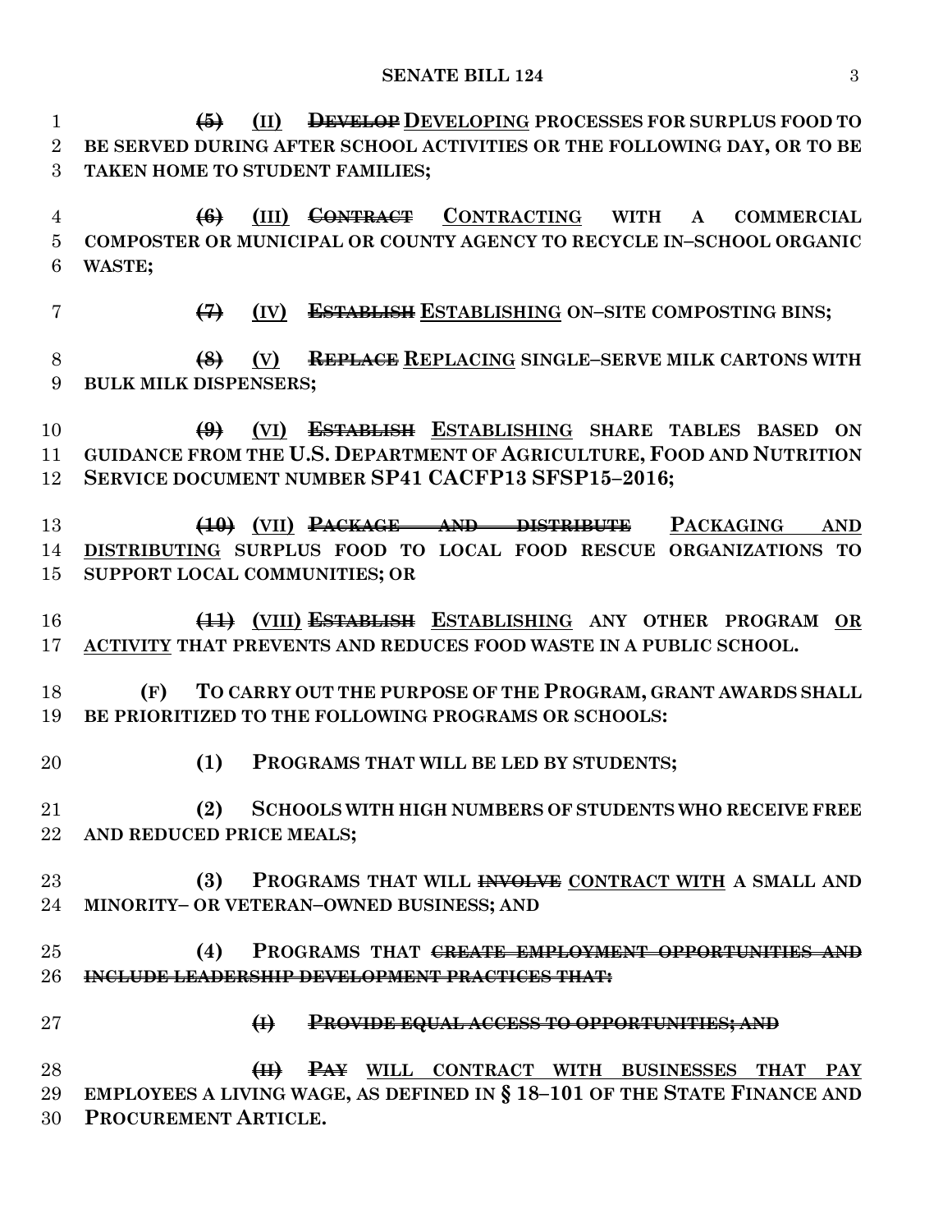**(5)** **(II)** ~~**DEVELOP**~~ <u>**DEVELOPING**</u> **PROCESSES FOR SURPLUS FOOD TO BE SERVED DURING AFTER SCHOOL ACTIVITIES OR THE FOLLOWING DAY, OR TO BE TAKEN HOME TO STUDENT FAMILIES;**

~~**(6)**~~ <u>**(III)**</u> ~~**CONTRACT**~~ <u>**CONTRACTING**</u> **WITH A COMMERCIAL COMPOSTER OR MUNICIPAL OR COUNTY AGENCY TO RECYCLE IN–SCHOOL ORGANIC WASTE;**

~~**(7)**~~ <u>**(IV)**</u> ~~**ESTABLISH**~~ <u>**ESTABLISHING**</u> **ON–SITE COMPOSTING BINS;**

~~**(8)**~~ <u>**(V)**</u> ~~**REPLACE**~~ <u>**REPLACING**</u> **SINGLE–SERVE MILK CARTONS WITH BULK MILK DISPENSERS;**

~~**(9)**~~ <u>**(VI)**</u> ~~**ESTABLISH**~~ <u>**ESTABLISHING**</u> **SHARE TABLES BASED ON GUIDANCE FROM THE U.S. DEPARTMENT OF AGRICULTURE, FOOD AND NUTRITION SERVICE DOCUMENT NUMBER SP41 CACFP13 SFSP15–2016;**

~~**(10)**~~ <u>**(VII)**</u> ~~**PACKAGE AND DISTRIBUTE**~~ <u>**PACKAGING AND DISTRIBUTING**</u> **SURPLUS FOOD TO LOCAL FOOD RESCUE ORGANIZATIONS TO SUPPORT LOCAL COMMUNITIES; OR**

~~**(11)**~~ <u>**(VIII)**</u> ~~**ESTABLISH**~~ <u>**ESTABLISHING**</u> **ANY OTHER PROGRAM** <u>**OR ACTIVITY**</u> **THAT PREVENTS AND REDUCES FOOD WASTE IN A PUBLIC SCHOOL.**

**(F)** **TO CARRY OUT THE PURPOSE OF THE PROGRAM, GRANT AWARDS SHALL BE PRIORITIZED TO THE FOLLOWING PROGRAMS OR SCHOOLS:**

**(1)** **PROGRAMS THAT WILL BE LED BY STUDENTS;**

**(2)** **SCHOOLS WITH HIGH NUMBERS OF STUDENTS WHO RECEIVE FREE AND REDUCED PRICE MEALS;**

**(3)** **PROGRAMS THAT WILL** ~~**INVOLVE**~~ <u>**CONTRACT WITH**</u> **A SMALL AND MINORITY– OR VETERAN–OWNED BUSINESS; AND**

**(4)** **PROGRAMS THAT** ~~**CREATE EMPLOYMENT OPPORTUNITIES AND INCLUDE LEADERSHIP DEVELOPMENT PRACTICES THAT:**~~

~~**(I)**~~ ~~**PROVIDE EQUAL ACCESS TO OPPORTUNITIES; AND**~~

~~**(II)**~~ ~~**PAY**~~ <u>**WILL CONTRACT WITH BUSINESSES THAT PAY**</u> **EMPLOYEES A LIVING WAGE, AS DEFINED IN § 18–101 OF THE STATE FINANCE AND PROCUREMENT ARTICLE.**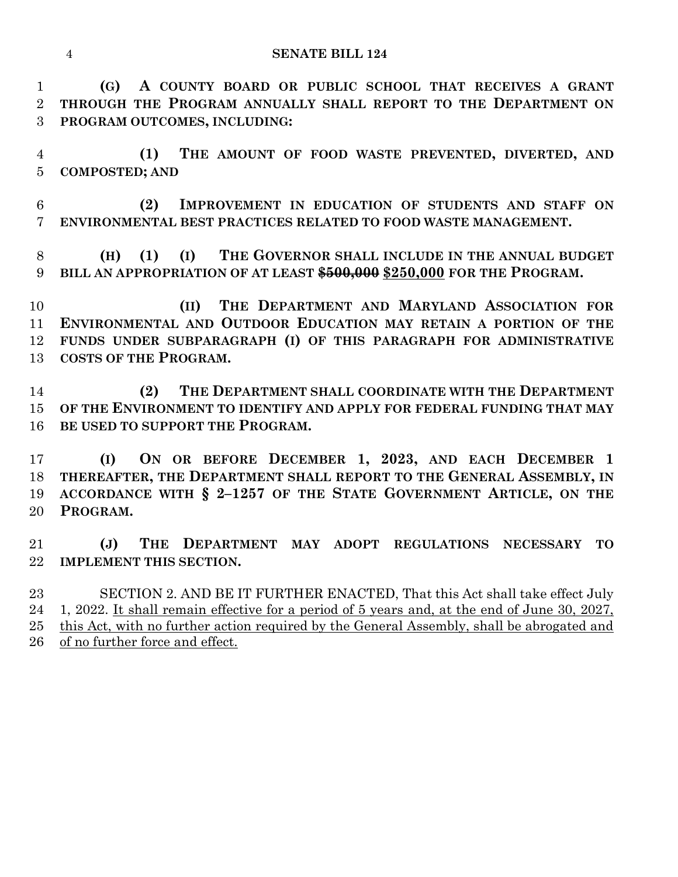**(G) A COUNTY BOARD OR PUBLIC SCHOOL THAT RECEIVES A GRANT THROUGH THE PROGRAM ANNUALLY SHALL REPORT TO THE DEPARTMENT ON PROGRAM OUTCOMES, INCLUDING:**

**(1) THE AMOUNT OF FOOD WASTE PREVENTED, DIVERTED, AND COMPOSTED; AND**

**(2) IMPROVEMENT IN EDUCATION OF STUDENTS AND STAFF ON ENVIRONMENTAL BEST PRACTICES RELATED TO FOOD WASTE MANAGEMENT.**

**(H) (1) (I) THE GOVERNOR SHALL INCLUDE IN THE ANNUAL BUDGET BILL AN APPROPRIATION OF AT LEAST ~~$500,000~~ <u>$250,000</u> FOR THE PROGRAM.**

**(II) THE DEPARTMENT AND MARYLAND ASSOCIATION FOR ENVIRONMENTAL AND OUTDOOR EDUCATION MAY RETAIN A PORTION OF THE FUNDS UNDER SUBPARAGRAPH (I) OF THIS PARAGRAPH FOR ADMINISTRATIVE COSTS OF THE PROGRAM.**

**(2) THE DEPARTMENT SHALL COORDINATE WITH THE DEPARTMENT OF THE ENVIRONMENT TO IDENTIFY AND APPLY FOR FEDERAL FUNDING THAT MAY BE USED TO SUPPORT THE PROGRAM.**

**(I) ON OR BEFORE DECEMBER 1, 2023, AND EACH DECEMBER 1 THEREAFTER, THE DEPARTMENT SHALL REPORT TO THE GENERAL ASSEMBLY, IN ACCORDANCE WITH § 2–1257 OF THE STATE GOVERNMENT ARTICLE, ON THE PROGRAM.**

**(J) THE DEPARTMENT MAY ADOPT REGULATIONS NECESSARY TO IMPLEMENT THIS SECTION.**

SECTION 2. AND BE IT FURTHER ENACTED, That this Act shall take effect July 1, 2022. <u>It shall remain effective for a period of 5 years and, at the end of June 30, 2027, this Act, with no further action required by the General Assembly, shall be abrogated and of no further force and effect.</u>